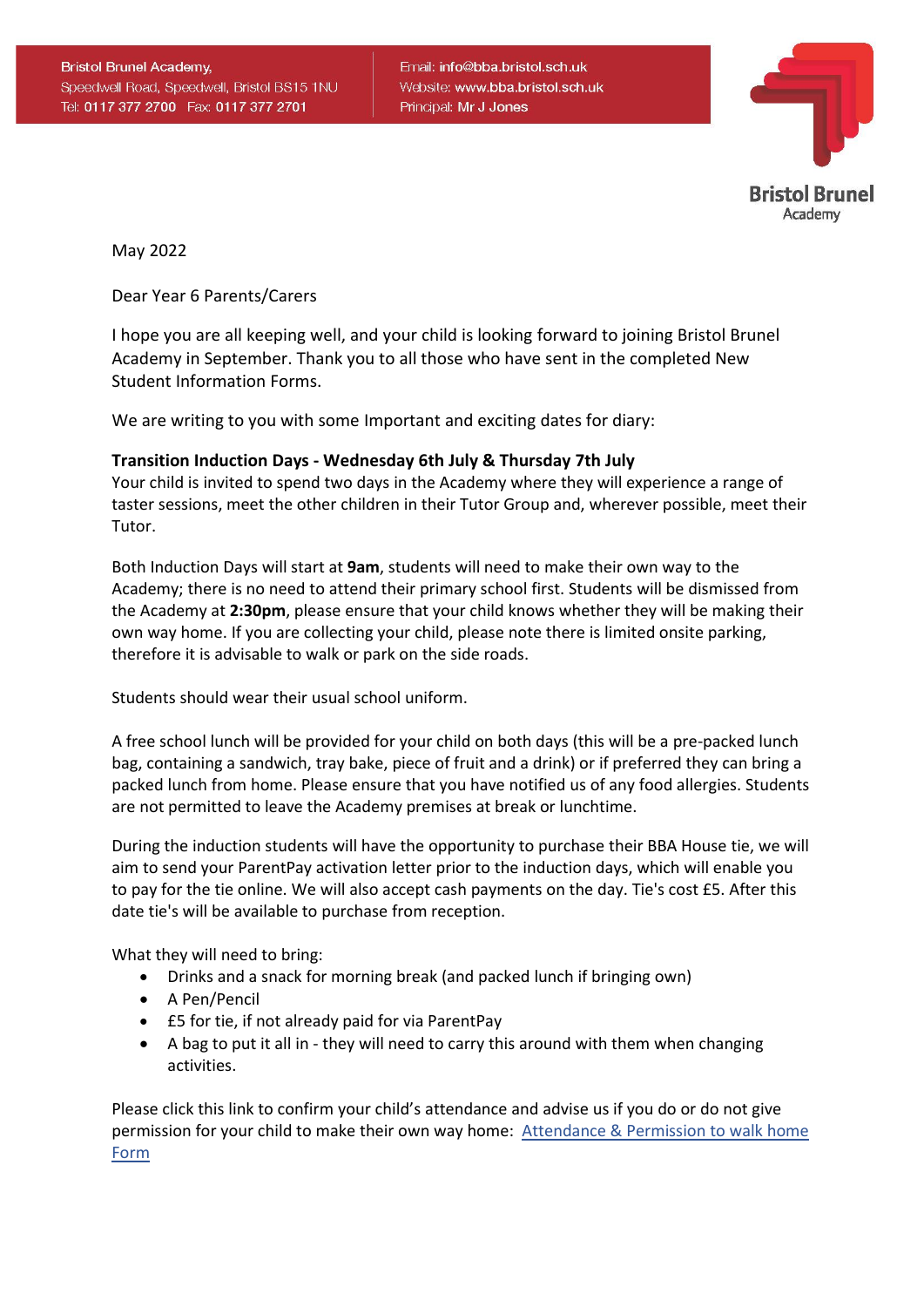Bristol Brunel Academy,
Speedwell Road, Speedwell, Bristol BS15 1NU
Tel: 0117 377 2700 Fax: 0117 377 2701

Email: info@bba.bristol.sch.uk
Website: www.bba.bristol.sch.uk
Principal: Mr J Jones

Bristol Brunel Academy

May 2022

Dear Year 6 Parents/Carers

I hope you are all keeping well, and your child is looking forward to joining Bristol Brunel Academy in September. Thank you to all those who have sent in the completed New Student Information Forms.

We are writing to you with some Important and exciting dates for diary:

**Transition Induction Days - Wednesday 6th July & Thursday 7th July**
Your child is invited to spend two days in the Academy where they will experience a range of taster sessions, meet the other children in their Tutor Group and, wherever possible, meet their Tutor.

Both Induction Days will start at **9am**, students will need to make their own way to the Academy; there is no need to attend their primary school first. Students will be dismissed from the Academy at **2:30pm**, please ensure that your child knows whether they will be making their own way home. If you are collecting your child, please note there is limited onsite parking, therefore it is advisable to walk or park on the side roads.

Students should wear their usual school uniform.

A free school lunch will be provided for your child on both days (this will be a pre-packed lunch bag, containing a sandwich, tray bake, piece of fruit and a drink) or if preferred they can bring a packed lunch from home. Please ensure that you have notified us of any food allergies. Students are not permitted to leave the Academy premises at break or lunchtime.

During the induction students will have the opportunity to purchase their BBA House tie, we will aim to send your ParentPay activation letter prior to the induction days, which will enable you to pay for the tie online. We will also accept cash payments on the day. Tie's cost £5. After this date tie's will be available to purchase from reception.

What they will need to bring:

- Drinks and a snack for morning break (and packed lunch if bringing own)
- A Pen/Pencil
- £5 for tie, if not already paid for via ParentPay
- A bag to put it all in - they will need to carry this around with them when changing activities.

Please click this link to confirm your child's attendance and advise us if you do or do not give permission for your child to make their own way home: Attendance & Permission to walk home Form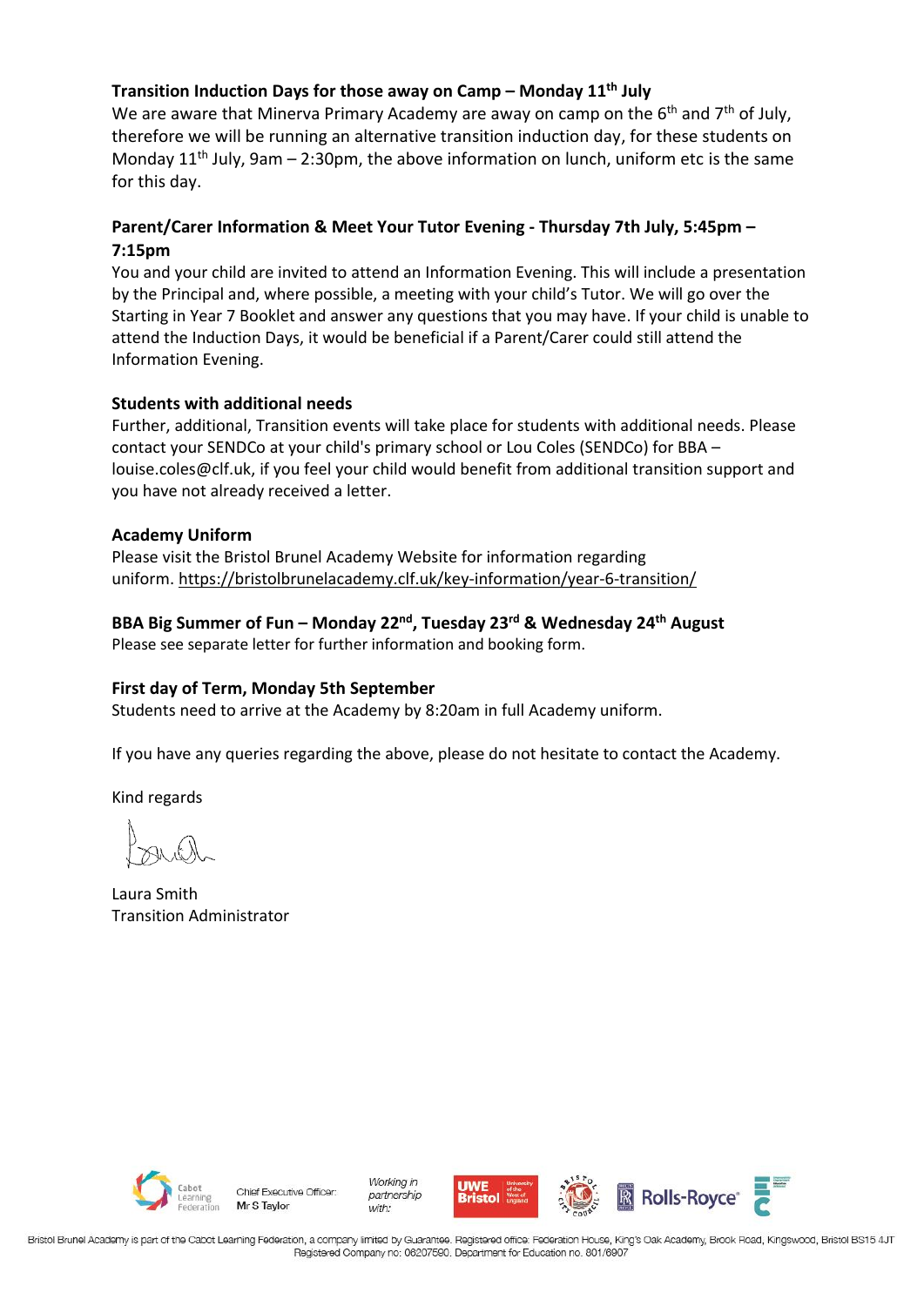**Transition Induction Days for those away on Camp – Monday 11th July**

We are aware that Minerva Primary Academy are away on camp on the 6th and 7th of July, therefore we will be running an alternative transition induction day, for these students on Monday 11th July, 9am – 2:30pm, the above information on lunch, uniform etc is the same for this day.

**Parent/Carer Information & Meet Your Tutor Evening - Thursday 7th July, 5:45pm – 7:15pm**

You and your child are invited to attend an Information Evening. This will include a presentation by the Principal and, where possible, a meeting with your child's Tutor. We will go over the Starting in Year 7 Booklet and answer any questions that you may have. If your child is unable to attend the Induction Days, it would be beneficial if a Parent/Carer could still attend the Information Evening.

**Students with additional needs**

Further, additional, Transition events will take place for students with additional needs. Please contact your SENDCo at your child's primary school or Lou Coles (SENDCo) for BBA – louise.coles@clf.uk, if you feel your child would benefit from additional transition support and you have not already received a letter.

**Academy Uniform**

Please visit the Bristol Brunel Academy Website for information regarding uniform. https://bristolbrunelacademy.clf.uk/key-information/year-6-transition/

**BBA Big Summer of Fun – Monday 22nd, Tuesday 23rd & Wednesday 24th August**

Please see separate letter for further information and booking form.

**First day of Term, Monday 5th September**

Students need to arrive at the Academy by 8:20am in full Academy uniform.

If you have any queries regarding the above, please do not hesitate to contact the Academy.

Kind regards

Laura Smith
Transition Administrator

Cabot Learning Federation — Chief Executive Officer: Mr S Taylor — *Working in partnership with:* UWE Bristol, Bristol City Council, Rolls-Royce

Bristol Brunel Academy is part of the Cabot Learning Federation, a company limited by Guarantee. Registered office: Federation House, King's Oak Academy, Brook Road, Kingswood, Bristol BS15 4JT Registered Company no: 06207590. Department for Education no. 801/6907